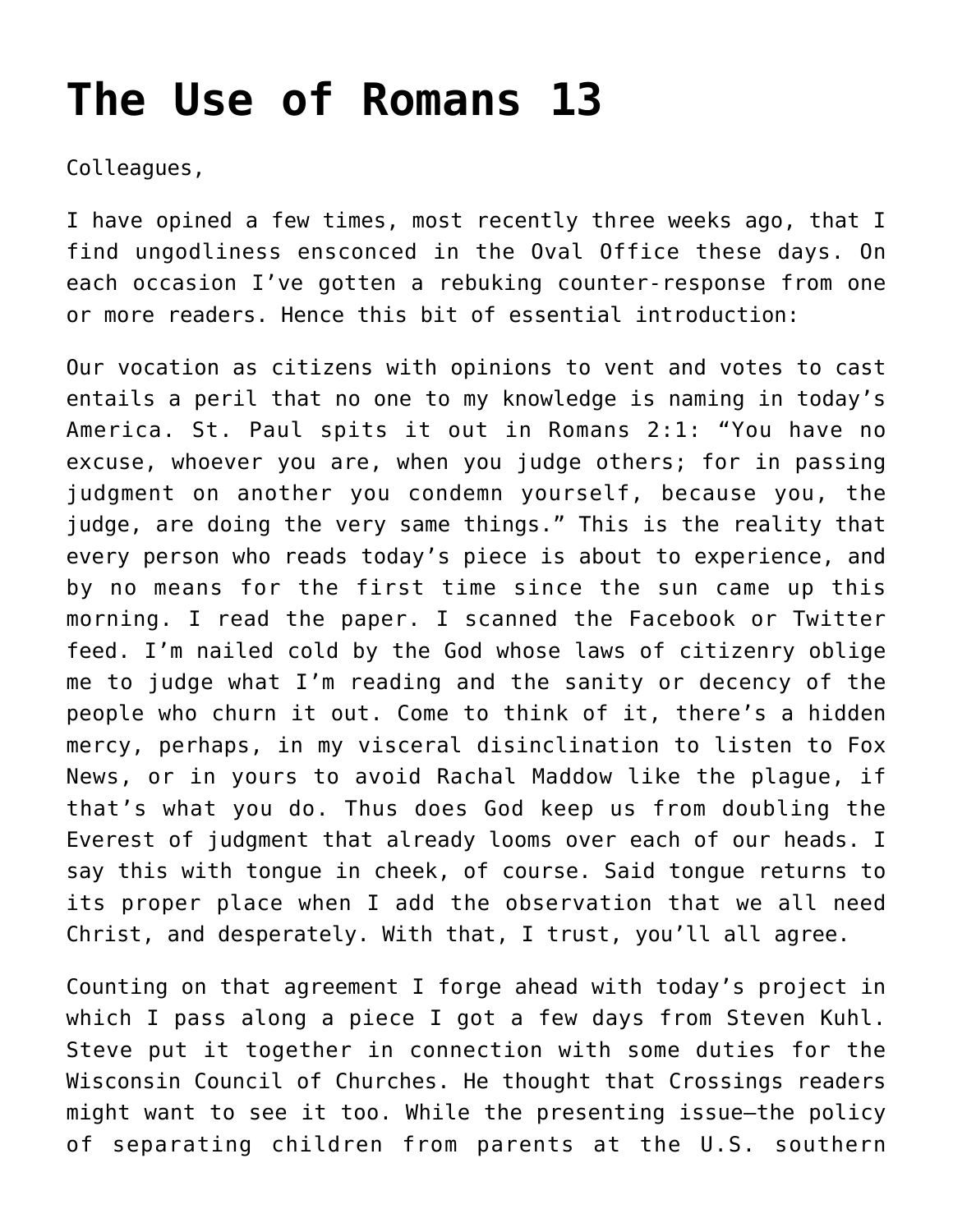# The Use of Romans 13

Colleagues,

I have opined a few times, most recently three weeks ago, that I find ungodliness ensconced in the Oval Office these days. On each occasion I've gotten a rebuking counter-response from one or more readers. Hence this bit of essential introduction:

Our vocation as citizens with opinions to vent and votes to cast entails a peril that no one to my knowledge is naming in today's America. St. Paul spits it out in Romans 2:1: "You have no excuse, whoever you are, when you judge others; for in passing judgment on another you condemn yourself, because you, the judge, are doing the very same things." This is the reality that every person who reads today's piece is about to experience, and by no means for the first time since the sun came up this morning. I read the paper. I scanned the Facebook or Twitter feed. I'm nailed cold by the God whose laws of citizenry oblige me to judge what I'm reading and the sanity or decency of the people who churn it out. Come to think of it, there's a hidden mercy, perhaps, in my visceral disinclination to listen to Fox News, or in yours to avoid Rachal Maddow like the plague, if that's what you do. Thus does God keep us from doubling the Everest of judgment that already looms over each of our heads. I say this with tongue in cheek, of course. Said tongue returns to its proper place when I add the observation that we all need Christ, and desperately. With that, I trust, you'll all agree.

Counting on that agreement I forge ahead with today's project in which I pass along a piece I got a few days from Steven Kuhl. Steve put it together in connection with some duties for the Wisconsin Council of Churches. He thought that Crossings readers might want to see it too. While the presenting issue—the policy of separating children from parents at the U.S. southern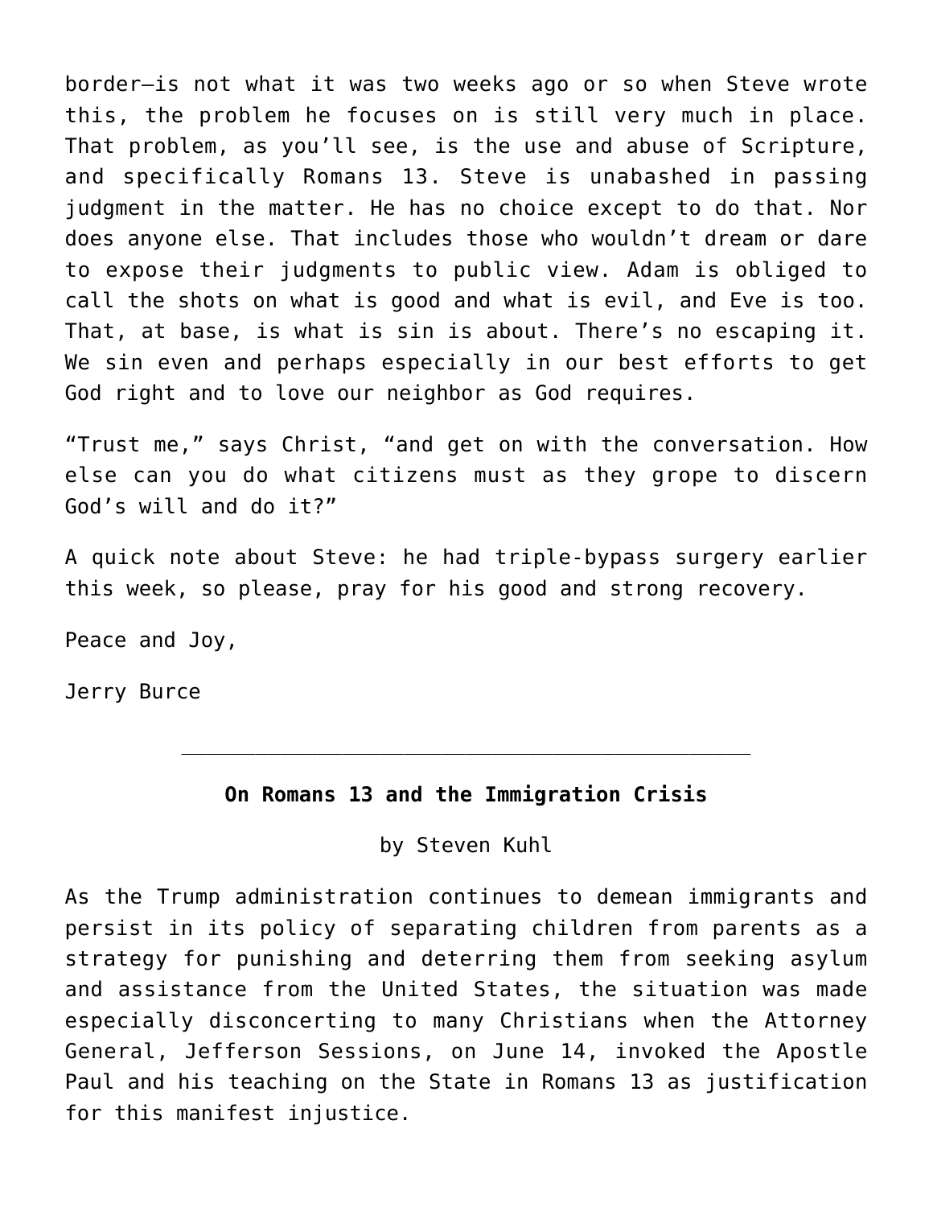border—is not what it was two weeks ago or so when Steve wrote this, the problem he focuses on is still very much in place. That problem, as you'll see, is the use and abuse of Scripture, and specifically Romans 13. Steve is unabashed in passing judgment in the matter. He has no choice except to do that. Nor does anyone else. That includes those who wouldn't dream or dare to expose their judgments to public view. Adam is obliged to call the shots on what is good and what is evil, and Eve is too. That, at base, is what is sin is about. There's no escaping it. We sin even and perhaps especially in our best efforts to get God right and to love our neighbor as God requires.

"Trust me," says Christ, "and get on with the conversation. How else can you do what citizens must as they grope to discern God's will and do it?"

A quick note about Steve: he had triple-bypass surgery earlier this week, so please, pray for his good and strong recovery.

Peace and Joy,

Jerry Burce

---

**On Romans 13 and the Immigration Crisis**

by Steven Kuhl

As the Trump administration continues to demean immigrants and persist in its policy of separating children from parents as a strategy for punishing and deterring them from seeking asylum and assistance from the United States, the situation was made especially disconcerting to many Christians when the Attorney General, Jefferson Sessions, on June 14, invoked the Apostle Paul and his teaching on the State in Romans 13 as justification for this manifest injustice.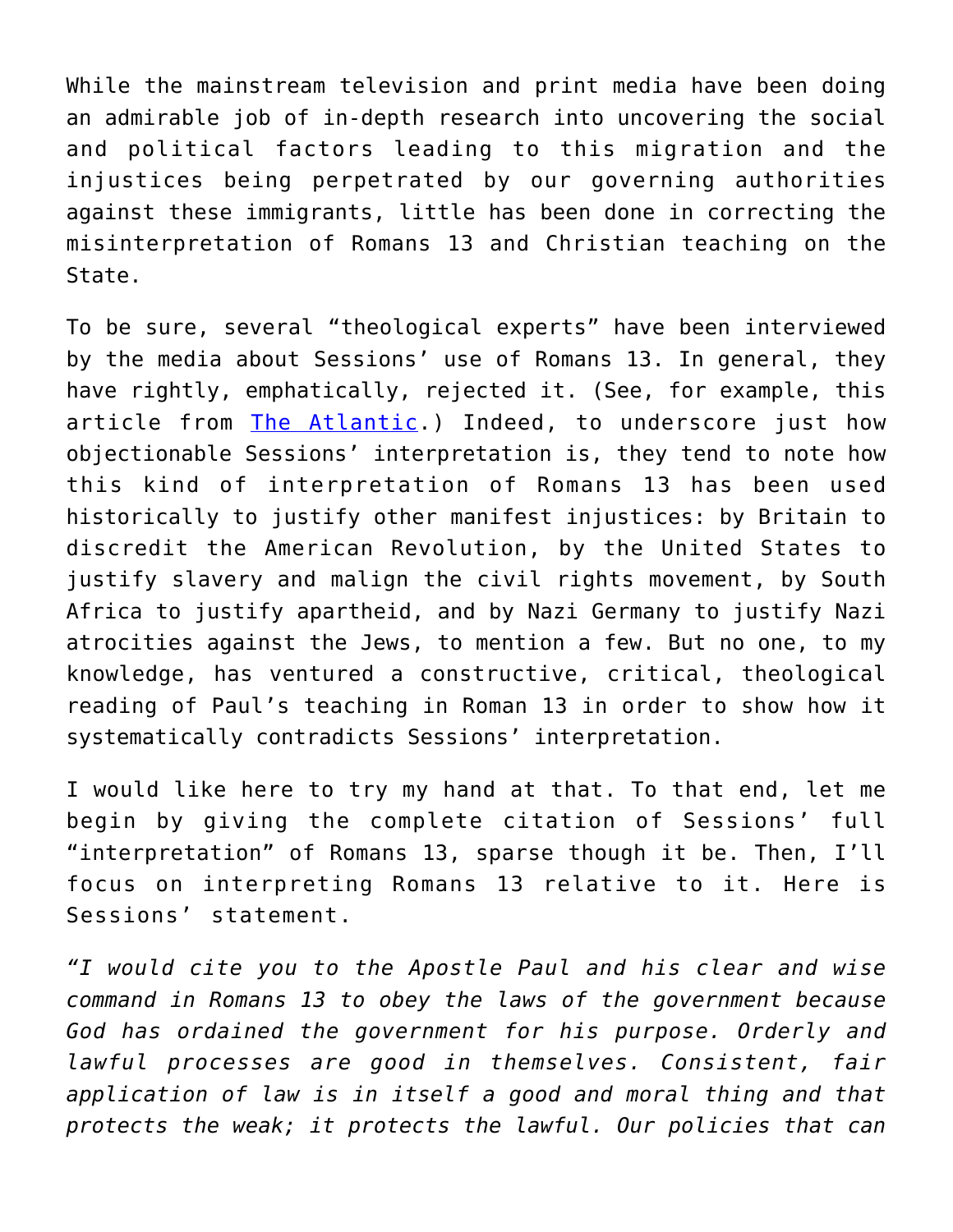While the mainstream television and print media have been doing an admirable job of in-depth research into uncovering the social and political factors leading to this migration and the injustices being perpetrated by our governing authorities against these immigrants, little has been done in correcting the misinterpretation of Romans 13 and Christian teaching on the State.

To be sure, several "theological experts" have been interviewed by the media about Sessions' use of Romans 13. In general, they have rightly, emphatically, rejected it. (See, for example, this article from The Atlantic.) Indeed, to underscore just how objectionable Sessions' interpretation is, they tend to note how this kind of interpretation of Romans 13 has been used historically to justify other manifest injustices: by Britain to discredit the American Revolution, by the United States to justify slavery and malign the civil rights movement, by South Africa to justify apartheid, and by Nazi Germany to justify Nazi atrocities against the Jews, to mention a few. But no one, to my knowledge, has ventured a constructive, critical, theological reading of Paul's teaching in Roman 13 in order to show how it systematically contradicts Sessions' interpretation.

I would like here to try my hand at that. To that end, let me begin by giving the complete citation of Sessions' full "interpretation" of Romans 13, sparse though it be. Then, I'll focus on interpreting Romans 13 relative to it. Here is Sessions' statement.

*"I would cite you to the Apostle Paul and his clear and wise command in Romans 13 to obey the laws of the government because God has ordained the government for his purpose. Orderly and lawful processes are good in themselves. Consistent, fair application of law is in itself a good and moral thing and that protects the weak; it protects the lawful. Our policies that can*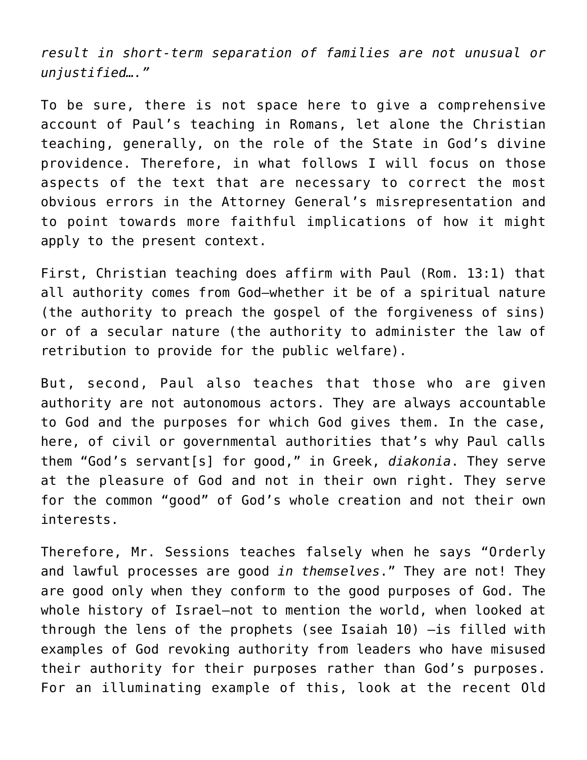*result in short-term separation of families are not unusual or unjustified…."*

To be sure, there is not space here to give a comprehensive account of Paul's teaching in Romans, let alone the Christian teaching, generally, on the role of the State in God's divine providence. Therefore, in what follows I will focus on those aspects of the text that are necessary to correct the most obvious errors in the Attorney General's misrepresentation and to point towards more faithful implications of how it might apply to the present context.

First, Christian teaching does affirm with Paul (Rom. 13:1) that all authority comes from God—whether it be of a spiritual nature (the authority to preach the gospel of the forgiveness of sins) or of a secular nature (the authority to administer the law of retribution to provide for the public welfare).

But, second, Paul also teaches that those who are given authority are not autonomous actors. They are always accountable to God and the purposes for which God gives them. In the case, here, of civil or governmental authorities that's why Paul calls them "God's servant[s] for good," in Greek, *diakonia*. They serve at the pleasure of God and not in their own right. They serve for the common "good" of God's whole creation and not their own interests.

Therefore, Mr. Sessions teaches falsely when he says "Orderly and lawful processes are good *in themselves*." They are not! They are good only when they conform to the good purposes of God. The whole history of Israel—not to mention the world, when looked at through the lens of the prophets (see Isaiah 10) —is filled with examples of God revoking authority from leaders who have misused their authority for their purposes rather than God's purposes. For an illuminating example of this, look at the recent Old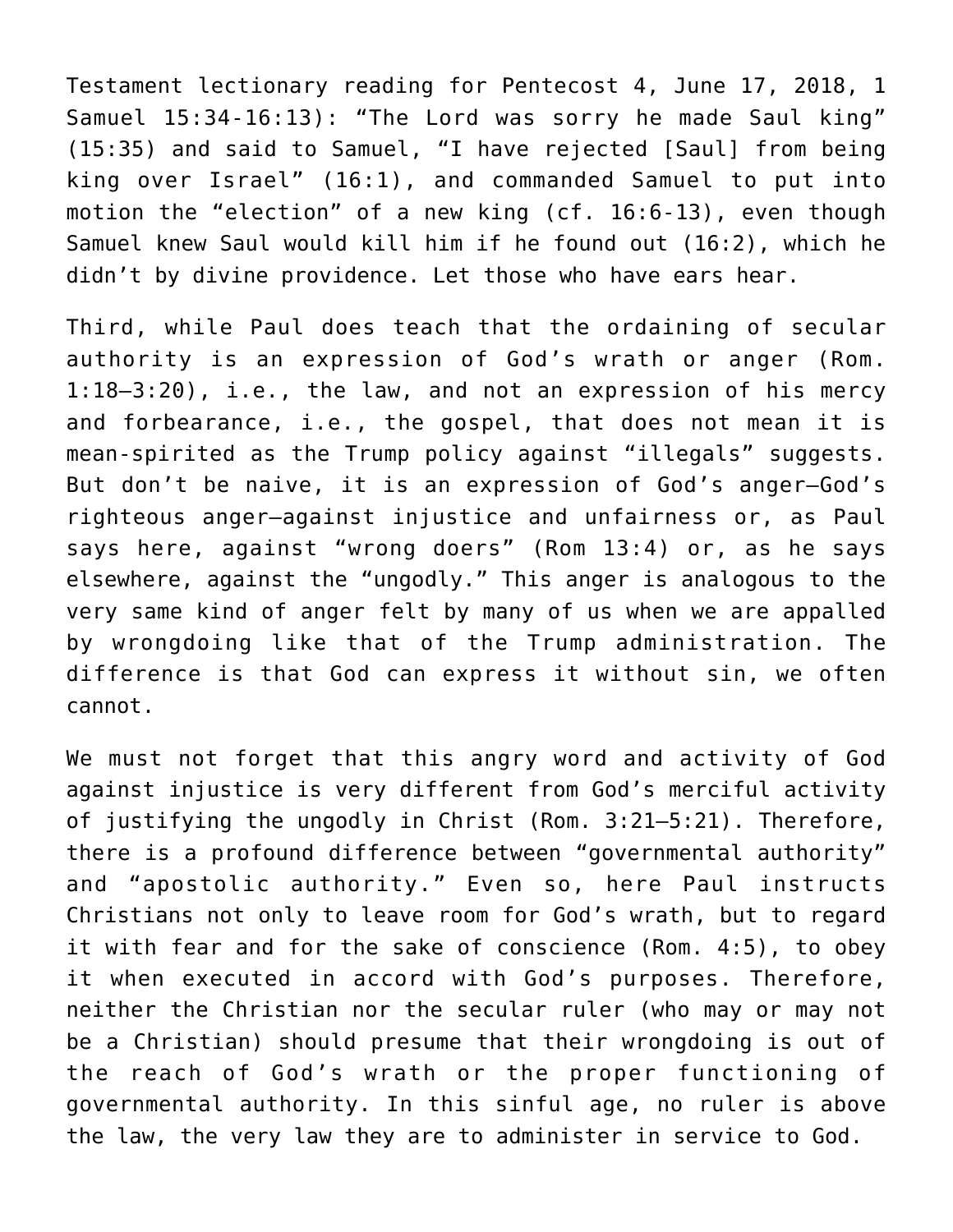Testament lectionary reading for Pentecost 4, June 17, 2018, 1 Samuel 15:34-16:13): "The Lord was sorry he made Saul king" (15:35) and said to Samuel, "I have rejected [Saul] from being king over Israel" (16:1), and commanded Samuel to put into motion the "election" of a new king (cf. 16:6-13), even though Samuel knew Saul would kill him if he found out (16:2), which he didn't by divine providence. Let those who have ears hear.

Third, while Paul does teach that the ordaining of secular authority is an expression of God's wrath or anger (Rom. 1:18–3:20), i.e., the law, and not an expression of his mercy and forbearance, i.e., the gospel, that does not mean it is mean-spirited as the Trump policy against "illegals" suggests. But don't be naive, it is an expression of God's anger—God's righteous anger—against injustice and unfairness or, as Paul says here, against "wrong doers" (Rom 13:4) or, as he says elsewhere, against the "ungodly." This anger is analogous to the very same kind of anger felt by many of us when we are appalled by wrongdoing like that of the Trump administration. The difference is that God can express it without sin, we often cannot.

We must not forget that this angry word and activity of God against injustice is very different from God's merciful activity of justifying the ungodly in Christ (Rom. 3:21–5:21). Therefore, there is a profound difference between "governmental authority" and "apostolic authority." Even so, here Paul instructs Christians not only to leave room for God's wrath, but to regard it with fear and for the sake of conscience (Rom. 4:5), to obey it when executed in accord with God's purposes. Therefore, neither the Christian nor the secular ruler (who may or may not be a Christian) should presume that their wrongdoing is out of the reach of God's wrath or the proper functioning of governmental authority. In this sinful age, no ruler is above the law, the very law they are to administer in service to God.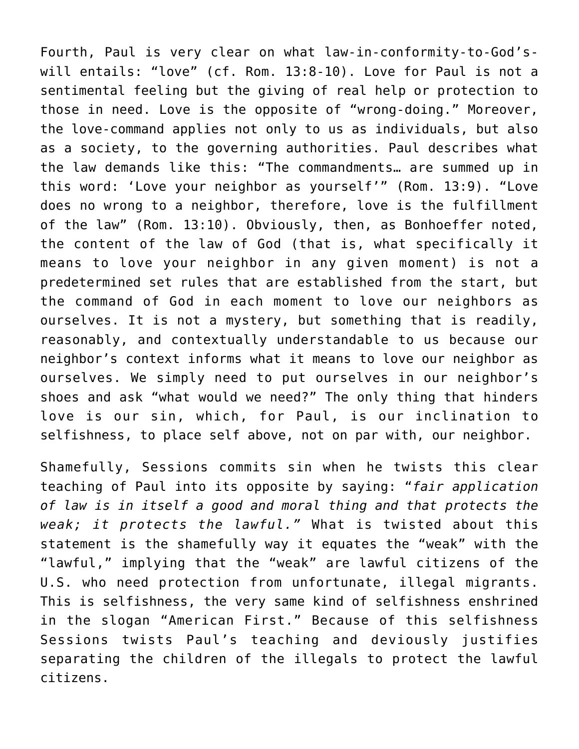Fourth, Paul is very clear on what law-in-conformity-to-God's-will entails: "love" (cf. Rom. 13:8-10). Love for Paul is not a sentimental feeling but the giving of real help or protection to those in need. Love is the opposite of "wrong-doing." Moreover, the love-command applies not only to us as individuals, but also as a society, to the governing authorities. Paul describes what the law demands like this: "The commandments… are summed up in this word: 'Love your neighbor as yourself'" (Rom. 13:9). "Love does no wrong to a neighbor, therefore, love is the fulfillment of the law" (Rom. 13:10). Obviously, then, as Bonhoeffer noted, the content of the law of God (that is, what specifically it means to love your neighbor in any given moment) is not a predetermined set rules that are established from the start, but the command of God in each moment to love our neighbors as ourselves. It is not a mystery, but something that is readily, reasonably, and contextually understandable to us because our neighbor's context informs what it means to love our neighbor as ourselves. We simply need to put ourselves in our neighbor's shoes and ask "what would we need?" The only thing that hinders love is our sin, which, for Paul, is our inclination to selfishness, to place self above, not on par with, our neighbor.

Shamefully, Sessions commits sin when he twists this clear teaching of Paul into its opposite by saying: "*fair application of law is in itself a good and moral thing and that protects the weak; it protects the lawful."* What is twisted about this statement is the shamefully way it equates the "weak" with the "lawful," implying that the "weak" are lawful citizens of the U.S. who need protection from unfortunate, illegal migrants. This is selfishness, the very same kind of selfishness enshrined in the slogan "American First." Because of this selfishness Sessions twists Paul's teaching and deviously justifies separating the children of the illegals to protect the lawful citizens.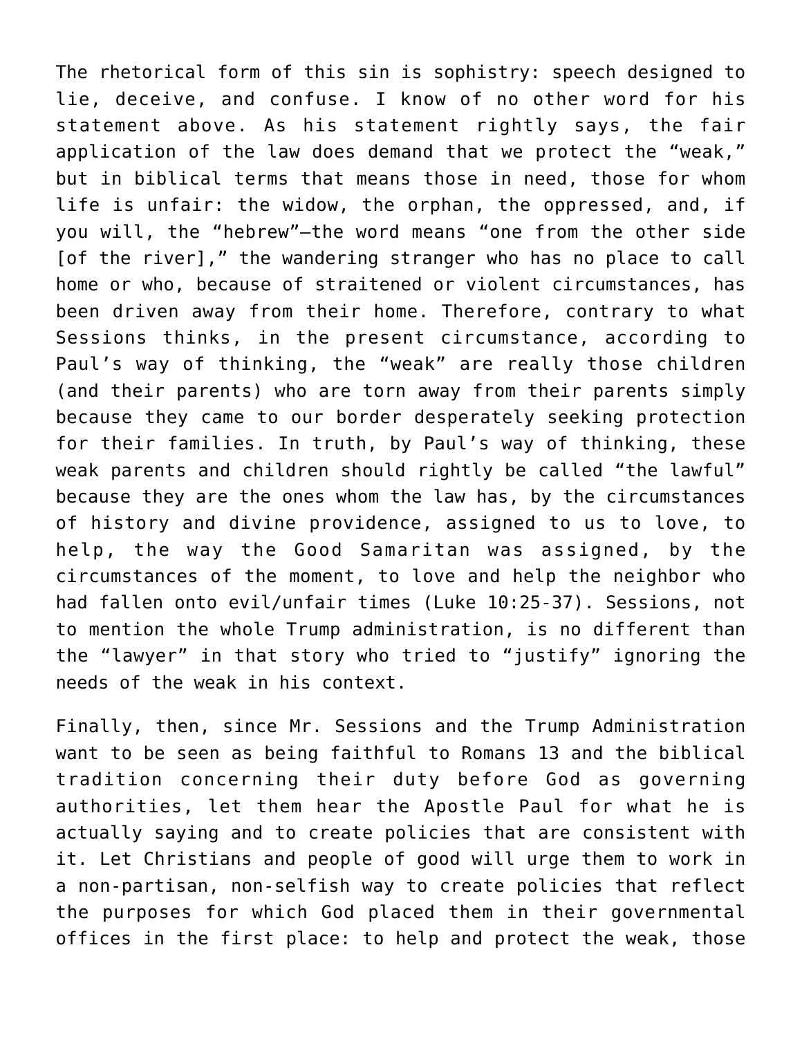The rhetorical form of this sin is sophistry: speech designed to lie, deceive, and confuse. I know of no other word for his statement above. As his statement rightly says, the fair application of the law does demand that we protect the "weak," but in biblical terms that means those in need, those for whom life is unfair: the widow, the orphan, the oppressed, and, if you will, the "hebrew"—the word means "one from the other side [of the river]," the wandering stranger who has no place to call home or who, because of straitened or violent circumstances, has been driven away from their home. Therefore, contrary to what Sessions thinks, in the present circumstance, according to Paul's way of thinking, the "weak" are really those children (and their parents) who are torn away from their parents simply because they came to our border desperately seeking protection for their families. In truth, by Paul's way of thinking, these weak parents and children should rightly be called "the lawful" because they are the ones whom the law has, by the circumstances of history and divine providence, assigned to us to love, to help, the way the Good Samaritan was assigned, by the circumstances of the moment, to love and help the neighbor who had fallen onto evil/unfair times (Luke 10:25-37). Sessions, not to mention the whole Trump administration, is no different than the "lawyer" in that story who tried to "justify" ignoring the needs of the weak in his context.

Finally, then, since Mr. Sessions and the Trump Administration want to be seen as being faithful to Romans 13 and the biblical tradition concerning their duty before God as governing authorities, let them hear the Apostle Paul for what he is actually saying and to create policies that are consistent with it. Let Christians and people of good will urge them to work in a non-partisan, non-selfish way to create policies that reflect the purposes for which God placed them in their governmental offices in the first place: to help and protect the weak, those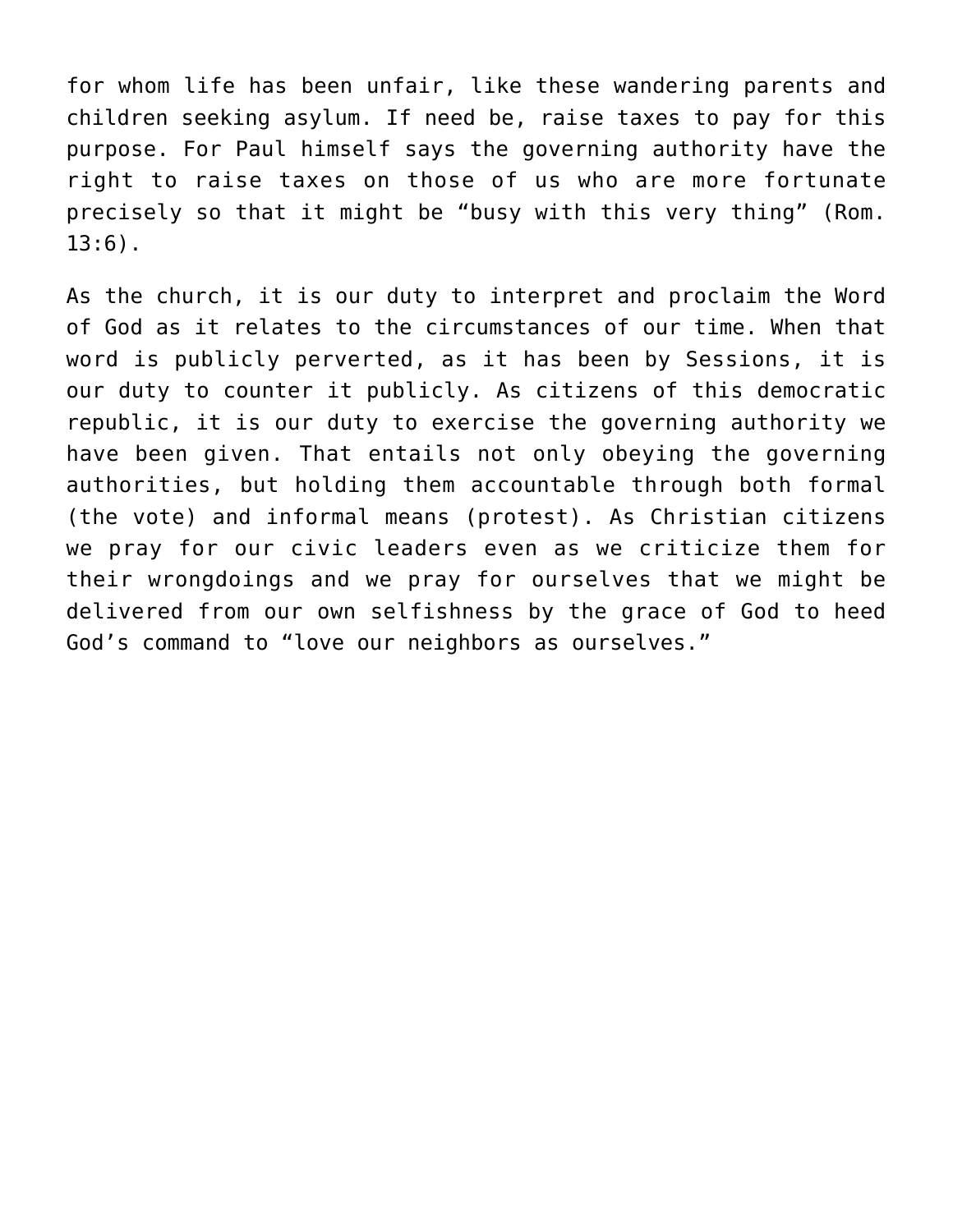for whom life has been unfair, like these wandering parents and children seeking asylum. If need be, raise taxes to pay for this purpose. For Paul himself says the governing authority have the right to raise taxes on those of us who are more fortunate precisely so that it might be "busy with this very thing" (Rom. 13:6).

As the church, it is our duty to interpret and proclaim the Word of God as it relates to the circumstances of our time. When that word is publicly perverted, as it has been by Sessions, it is our duty to counter it publicly. As citizens of this democratic republic, it is our duty to exercise the governing authority we have been given. That entails not only obeying the governing authorities, but holding them accountable through both formal (the vote) and informal means (protest). As Christian citizens we pray for our civic leaders even as we criticize them for their wrongdoings and we pray for ourselves that we might be delivered from our own selfishness by the grace of God to heed God's command to "love our neighbors as ourselves."